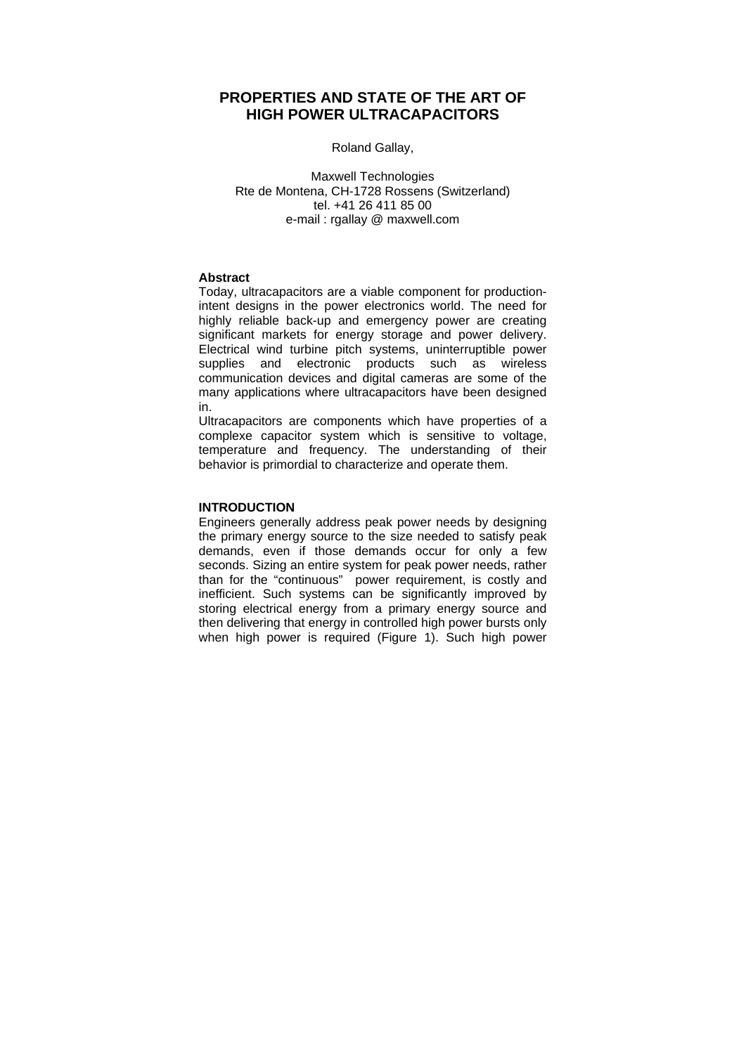# PROPERTIES AND STATE OF THE ART OF HIGH POWER ULTRACAPACITORS

Roland Gallay,

Maxwell Technologies
Rte de Montena, CH-1728 Rossens (Switzerland)
tel. +41 26 411 85 00
e-mail : rgallay @ maxwell.com

**Abstract**

Today, ultracapacitors are a viable component for production-intent designs in the power electronics world. The need for highly reliable back-up and emergency power are creating significant markets for energy storage and power delivery. Electrical wind turbine pitch systems, uninterruptible power supplies and electronic products such as wireless communication devices and digital cameras are some of the many applications where ultracapacitors have been designed in.

Ultracapacitors are components which have properties of a complexe capacitor system which is sensitive to voltage, temperature and frequency. The understanding of their behavior is primordial to characterize and operate them.

**INTRODUCTION**

Engineers generally address peak power needs by designing the primary energy source to the size needed to satisfy peak demands, even if those demands occur for only a few seconds. Sizing an entire system for peak power needs, rather than for the "continuous" power requirement, is costly and inefficient. Such systems can be significantly improved by storing electrical energy from a primary energy source and then delivering that energy in controlled high power bursts only when high power is required (Figure 1). Such high power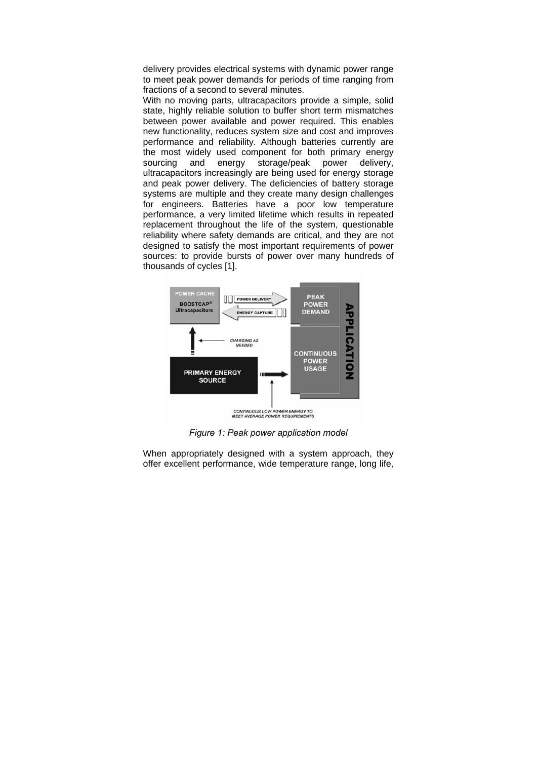delivery provides electrical systems with dynamic power range to meet peak power demands for periods of time ranging from fractions of a second to several minutes.

With no moving parts, ultracapacitors provide a simple, solid state, highly reliable solution to buffer short term mismatches between power available and power required. This enables new functionality, reduces system size and cost and improves performance and reliability. Although batteries currently are the most widely used component for both primary energy sourcing and energy storage/peak power delivery, ultracapacitors increasingly are being used for energy storage and peak power delivery. The deficiencies of battery storage systems are multiple and they create many design challenges for engineers. Batteries have a poor low temperature performance, a very limited lifetime which results in repeated replacement throughout the life of the system, questionable reliability where safety demands are critical, and they are not designed to satisfy the most important requirements of power sources: to provide bursts of power over many hundreds of thousands of cycles [1].

*Figure 1: Peak power application model*

When appropriately designed with a system approach, they offer excellent performance, wide temperature range, long life,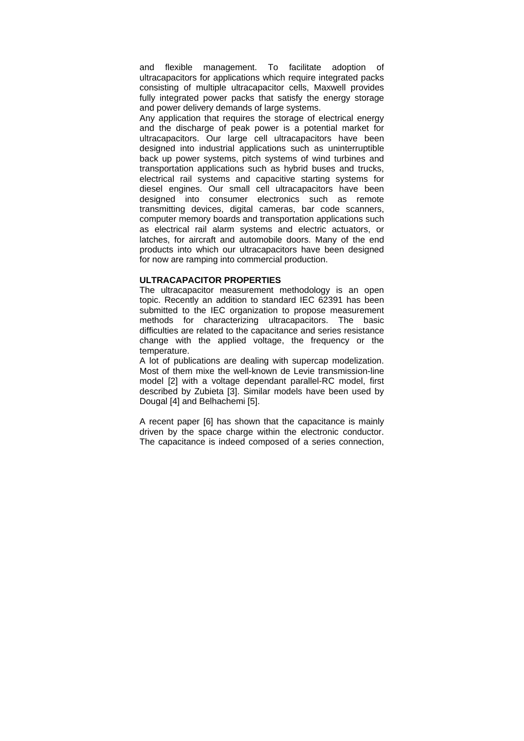and flexible management. To facilitate adoption of ultracapacitors for applications which require integrated packs consisting of multiple ultracapacitor cells, Maxwell provides fully integrated power packs that satisfy the energy storage and power delivery demands of large systems.

Any application that requires the storage of electrical energy and the discharge of peak power is a potential market for ultracapacitors. Our large cell ultracapacitors have been designed into industrial applications such as uninterruptible back up power systems, pitch systems of wind turbines and transportation applications such as hybrid buses and trucks, electrical rail systems and capacitive starting systems for diesel engines. Our small cell ultracapacitors have been designed into consumer electronics such as remote transmitting devices, digital cameras, bar code scanners, computer memory boards and transportation applications such as electrical rail alarm systems and electric actuators, or latches, for aircraft and automobile doors. Many of the end products into which our ultracapacitors have been designed for now are ramping into commercial production.

**ULTRACAPACITOR PROPERTIES**

The ultracapacitor measurement methodology is an open topic. Recently an addition to standard IEC 62391 has been submitted to the IEC organization to propose measurement methods for characterizing ultracapacitors. The basic difficulties are related to the capacitance and series resistance change with the applied voltage, the frequency or the temperature.

A lot of publications are dealing with supercap modelization. Most of them mixe the well-known de Levie transmission-line model [2] with a voltage dependant parallel-RC model, first described by Zubieta [3]. Similar models have been used by Dougal [4] and Belhachemi [5].

A recent paper [6] has shown that the capacitance is mainly driven by the space charge within the electronic conductor. The capacitance is indeed composed of a series connection,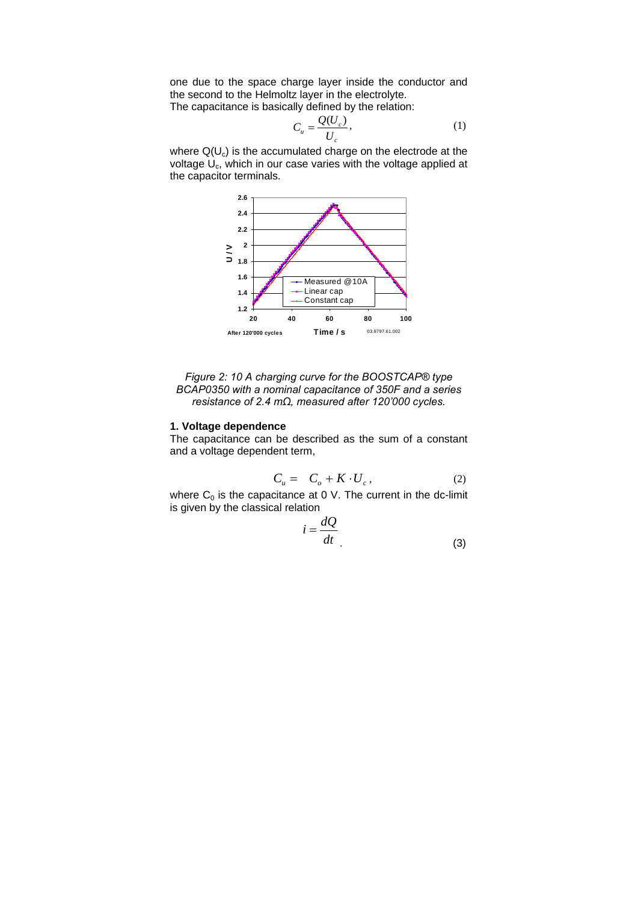one due to the space charge layer inside the conductor and the second to the Helmoltz layer in the electrolyte.
The capacitance is basically defined by the relation:

$$C_u = \frac{Q(U_c)}{U_c}, \tag{1}$$

where $Q(U_c)$ is the accumulated charge on the electrode at the voltage $U_c$, which in our case varies with the voltage applied at the capacitor terminals.

*Figure 2: 10 A charging curve for the BOOSTCAP® type BCAP0350 with a nominal capacitance of 350F and a series resistance of 2.4 mΩ, measured after 120'000 cycles.*

## 1. Voltage dependence

The capacitance can be described as the sum of a constant and a voltage dependent term,

$$C_u = C_o + K \cdot U_c, \tag{2}$$

where $C_0$ is the capacitance at 0 V. The current in the dc-limit is given by the classical relation

$$i = \frac{dQ}{dt}. \tag{3}$$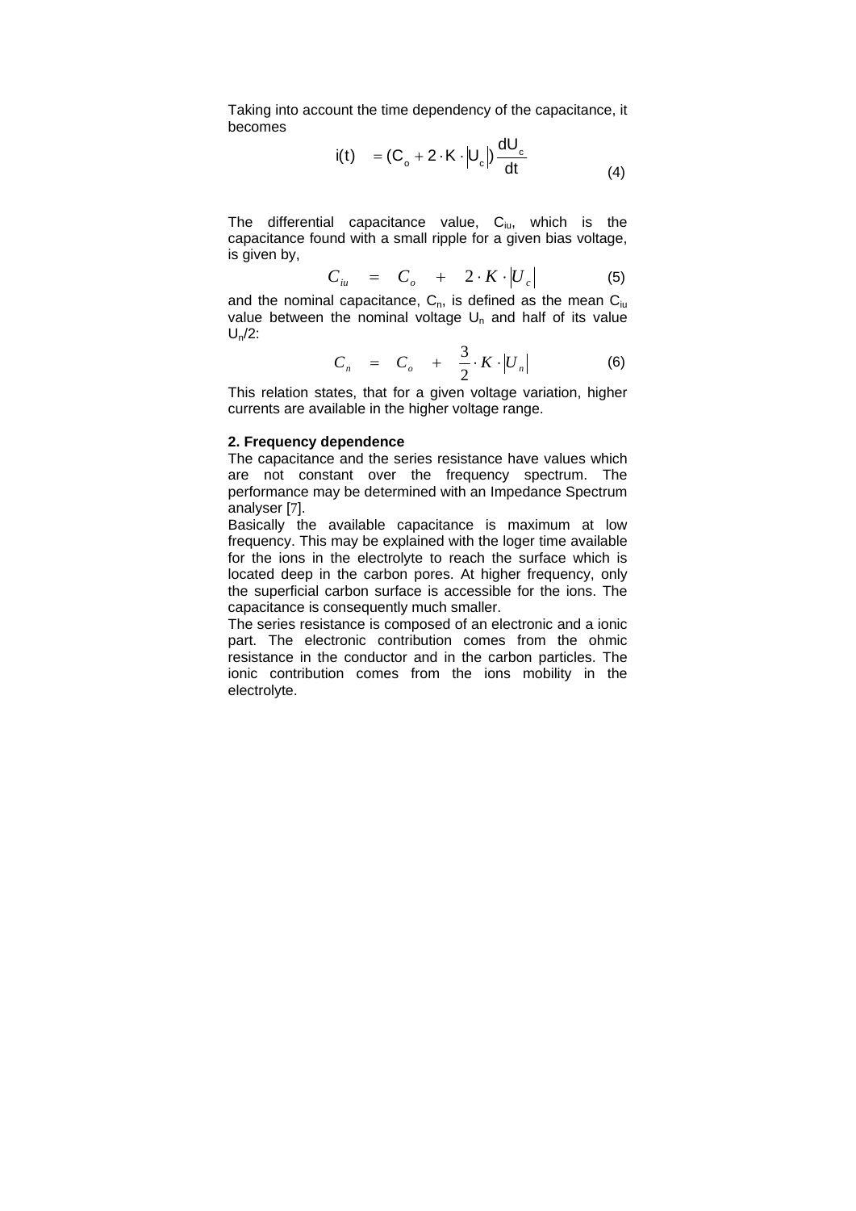Taking into account the time dependency of the capacitance, it becomes

$$i(t) = (C_o + 2 \cdot K \cdot |U_c|) \frac{dU_c}{dt} \qquad (4)$$

The differential capacitance value, $C_{iu}$, which is the capacitance found with a small ripple for a given bias voltage, is given by,

$$C_{iu} = C_o + 2 \cdot K \cdot |U_c| \qquad (5)$$

and the nominal capacitance, $C_n$, is defined as the mean $C_{iu}$ value between the nominal voltage $U_n$ and half of its value $U_n/2$:

$$C_n = C_o + \frac{3}{2} \cdot K \cdot |U_n| \qquad (6)$$

This relation states, that for a given voltage variation, higher currents are available in the higher voltage range.

**2. Frequency dependence**

The capacitance and the series resistance have values which are not constant over the frequency spectrum. The performance may be determined with an Impedance Spectrum analyser [7].

Basically the available capacitance is maximum at low frequency. This may be explained with the loger time available for the ions in the electrolyte to reach the surface which is located deep in the carbon pores. At higher frequency, only the superficial carbon surface is accessible for the ions. The capacitance is consequently much smaller.

The series resistance is composed of an electronic and a ionic part. The electronic contribution comes from the ohmic resistance in the conductor and in the carbon particles. The ionic contribution comes from the ions mobility in the electrolyte.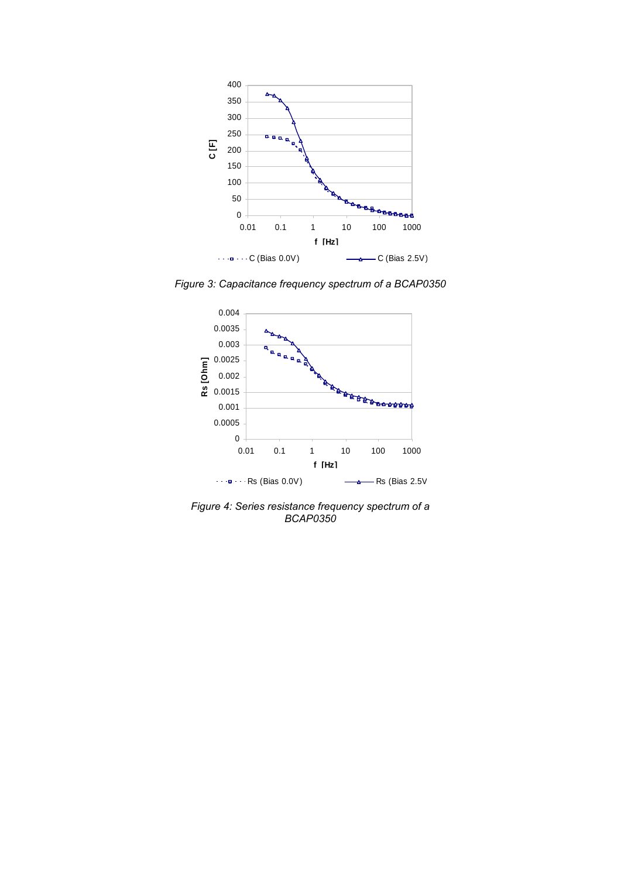*Figure 3: Capacitance frequency spectrum of a BCAP0350*

*Figure 4: Series resistance frequency spectrum of a BCAP0350*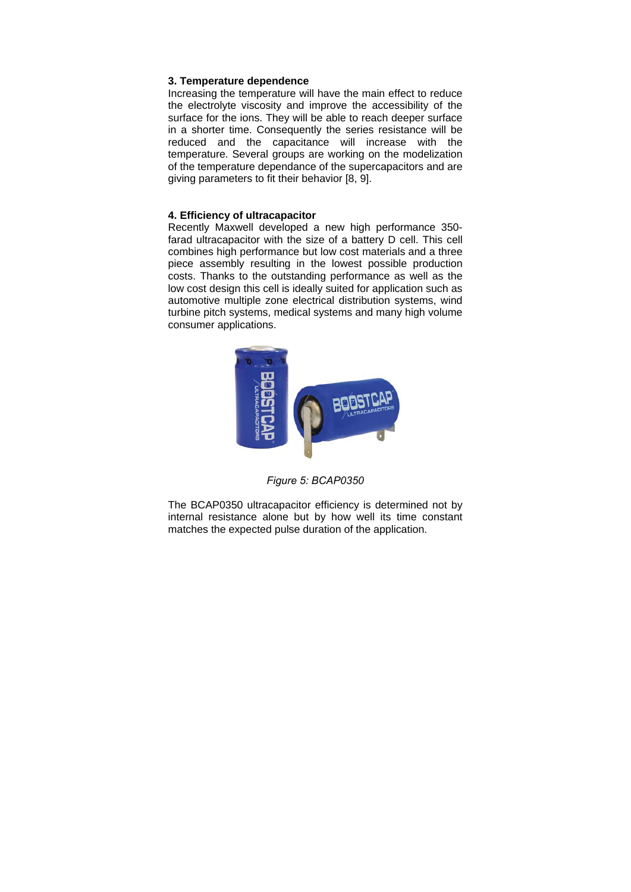### 3. Temperature dependence

Increasing the temperature will have the main effect to reduce the electrolyte viscosity and improve the accessibility of the surface for the ions. They will be able to reach deeper surface in a shorter time. Consequently the series resistance will be reduced and the capacitance will increase with the temperature. Several groups are working on the modelization of the temperature dependance of the supercapacitors and are giving parameters to fit their behavior [8, 9].

### 4. Efficiency of ultracapacitor

Recently Maxwell developed a new high performance 350-farad ultracapacitor with the size of a battery D cell. This cell combines high performance but low cost materials and a three piece assembly resulting in the lowest possible production costs. Thanks to the outstanding performance as well as the low cost design this cell is ideally suited for application such as automotive multiple zone electrical distribution systems, wind turbine pitch systems, medical systems and many high volume consumer applications.

*Figure 5: BCAP0350*

The BCAP0350 ultracapacitor efficiency is determined not by internal resistance alone but by how well its time constant matches the expected pulse duration of the application.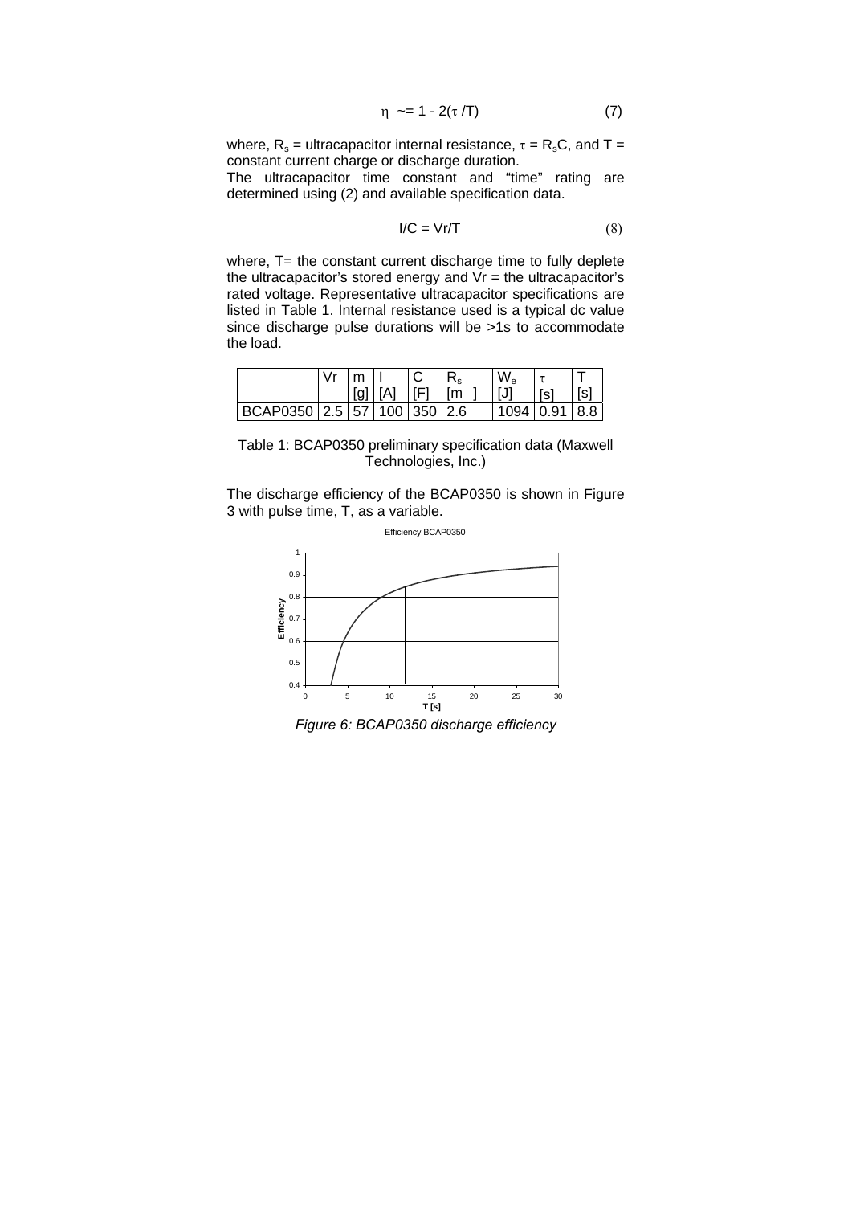$$\eta \sim= 1 - 2(\tau / T) \quad (7)$$

where, $R_s$ = ultracapacitor internal resistance, $\tau = R_sC$, and T = constant current charge or discharge duration.

The ultracapacitor time constant and "time" rating are determined using (2) and available specification data.

$$I/C = Vr/T \quad (8)$$

where, T= the constant current discharge time to fully deplete the ultracapacitor's stored energy and Vr = the ultracapacitor's rated voltage. Representative ultracapacitor specifications are listed in Table 1. Internal resistance used is a typical dc value since discharge pulse durations will be >1s to accommodate the load.

| | Vr | m [g] | I [A] | C [F] | $R_s$ [m ] | $W_e$ [J] | $\tau$ [s] | T [s] |
|---|---|---|---|---|---|---|---|---|
| BCAP0350 | 2.5 | 57 | 100 | 350 | 2.6 | 1094 | 0.91 | 8.8 |

Table 1: BCAP0350 preliminary specification data (Maxwell Technologies, Inc.)

The discharge efficiency of the BCAP0350 is shown in Figure 3 with pulse time, T, as a variable.

*Figure 6: BCAP0350 discharge efficiency*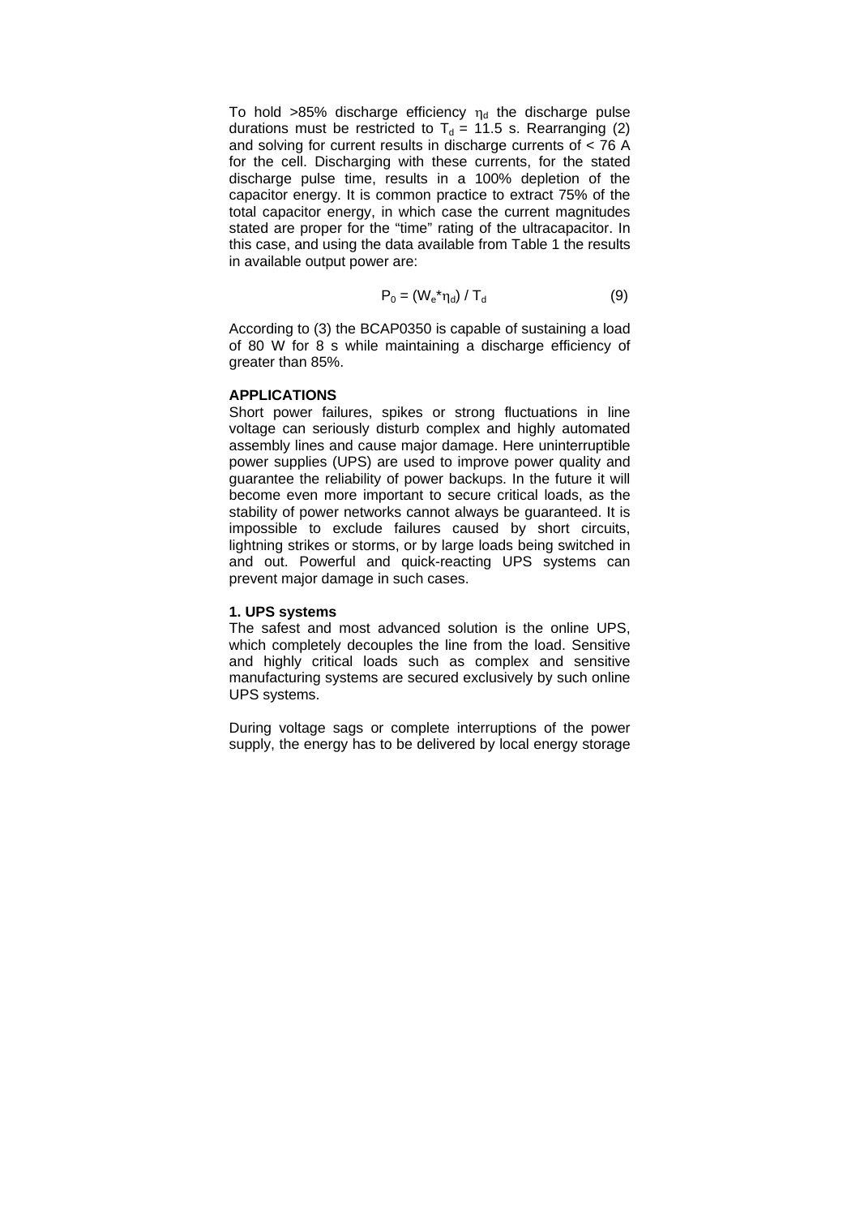To hold >85% discharge efficiency $\eta_d$ the discharge pulse durations must be restricted to $T_d$ = 11.5 s. Rearranging (2) and solving for current results in discharge currents of < 76 A for the cell. Discharging with these currents, for the stated discharge pulse time, results in a 100% depletion of the capacitor energy. It is common practice to extract 75% of the total capacitor energy, in which case the current magnitudes stated are proper for the "time" rating of the ultracapacitor. In this case, and using the data available from Table 1 the results in available output power are:

$$P_0 = (W_e * \eta_d) / T_d \qquad (9)$$

According to (3) the BCAP0350 is capable of sustaining a load of 80 W for 8 s while maintaining a discharge efficiency of greater than 85%.

## APPLICATIONS

Short power failures, spikes or strong fluctuations in line voltage can seriously disturb complex and highly automated assembly lines and cause major damage. Here uninterruptible power supplies (UPS) are used to improve power quality and guarantee the reliability of power backups. In the future it will become even more important to secure critical loads, as the stability of power networks cannot always be guaranteed. It is impossible to exclude failures caused by short circuits, lightning strikes or storms, or by large loads being switched in and out. Powerful and quick-reacting UPS systems can prevent major damage in such cases.

### 1. UPS systems

The safest and most advanced solution is the online UPS, which completely decouples the line from the load. Sensitive and highly critical loads such as complex and sensitive manufacturing systems are secured exclusively by such online UPS systems.

During voltage sags or complete interruptions of the power supply, the energy has to be delivered by local energy storage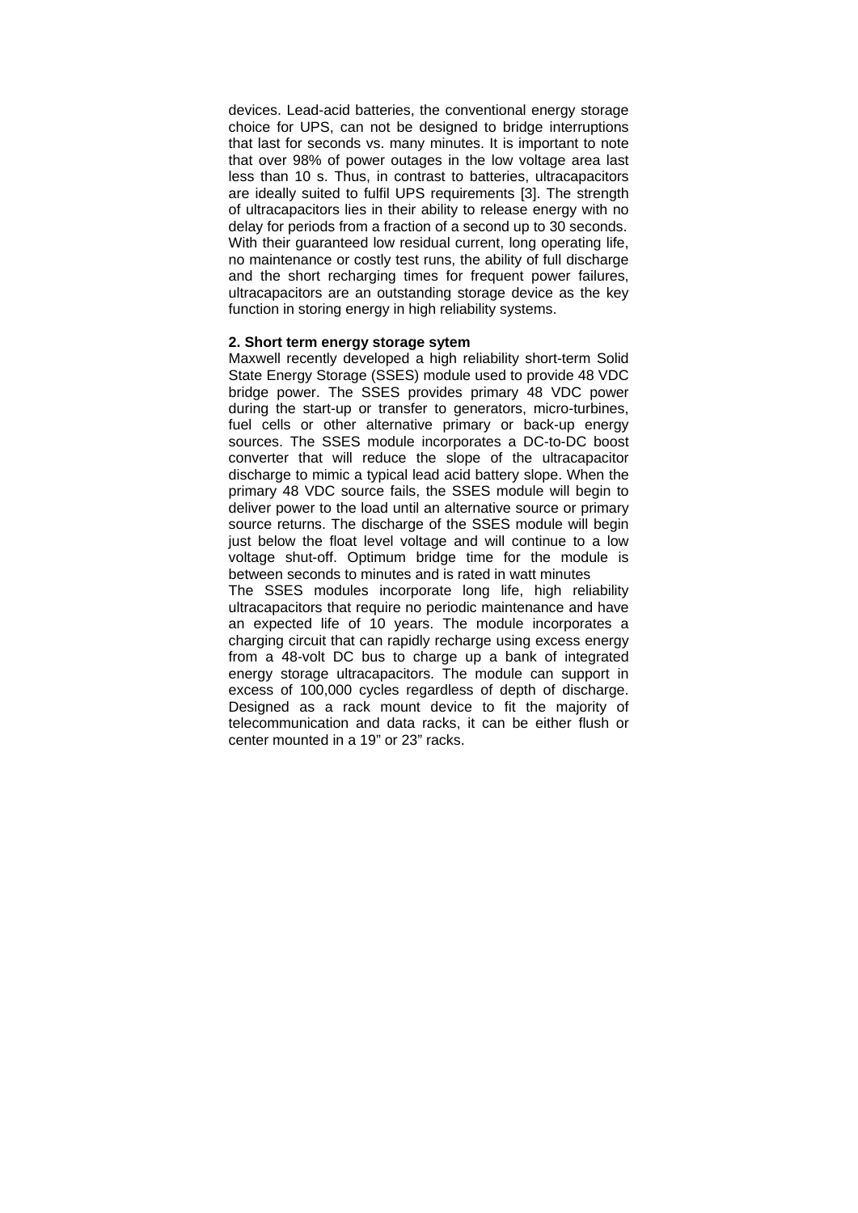devices. Lead-acid batteries, the conventional energy storage choice for UPS, can not be designed to bridge interruptions that last for seconds vs. many minutes. It is important to note that over 98% of power outages in the low voltage area last less than 10 s. Thus, in contrast to batteries, ultracapacitors are ideally suited to fulfil UPS requirements [3]. The strength of ultracapacitors lies in their ability to release energy with no delay for periods from a fraction of a second up to 30 seconds. With their guaranteed low residual current, long operating life, no maintenance or costly test runs, the ability of full discharge and the short recharging times for frequent power failures, ultracapacitors are an outstanding storage device as the key function in storing energy in high reliability systems.

**2. Short term energy storage sytem**

Maxwell recently developed a high reliability short-term Solid State Energy Storage (SSES) module used to provide 48 VDC bridge power. The SSES provides primary 48 VDC power during the start-up or transfer to generators, micro-turbines, fuel cells or other alternative primary or back-up energy sources. The SSES module incorporates a DC-to-DC boost converter that will reduce the slope of the ultracapacitor discharge to mimic a typical lead acid battery slope. When the primary 48 VDC source fails, the SSES module will begin to deliver power to the load until an alternative source or primary source returns. The discharge of the SSES module will begin just below the float level voltage and will continue to a low voltage shut-off. Optimum bridge time for the module is between seconds to minutes and is rated in watt minutes

The SSES modules incorporate long life, high reliability ultracapacitors that require no periodic maintenance and have an expected life of 10 years. The module incorporates a charging circuit that can rapidly recharge using excess energy from a 48-volt DC bus to charge up a bank of integrated energy storage ultracapacitors. The module can support in excess of 100,000 cycles regardless of depth of discharge. Designed as a rack mount device to fit the majority of telecommunication and data racks, it can be either flush or center mounted in a 19" or 23" racks.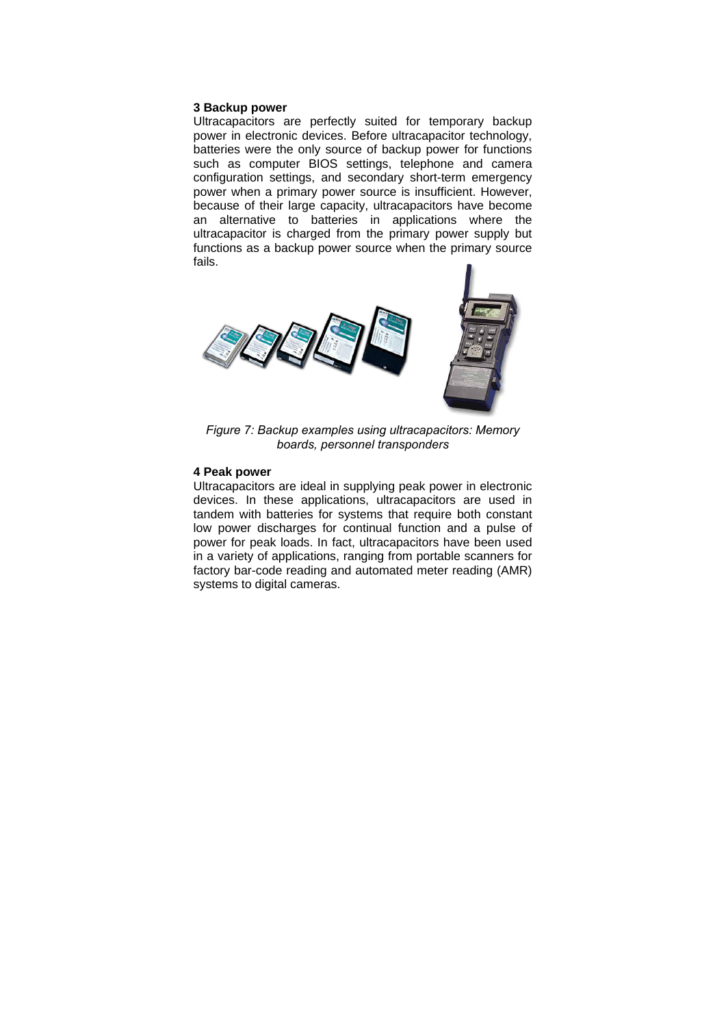### 3 Backup power

Ultracapacitors are perfectly suited for temporary backup power in electronic devices. Before ultracapacitor technology, batteries were the only source of backup power for functions such as computer BIOS settings, telephone and camera configuration settings, and secondary short-term emergency power when a primary power source is insufficient. However, because of their large capacity, ultracapacitors have become an alternative to batteries in applications where the ultracapacitor is charged from the primary power supply but functions as a backup power source when the primary source fails.

*Figure 7: Backup examples using ultracapacitors: Memory boards, personnel transponders*

### 4 Peak power

Ultracapacitors are ideal in supplying peak power in electronic devices. In these applications, ultracapacitors are used in tandem with batteries for systems that require both constant low power discharges for continual function and a pulse of power for peak loads. In fact, ultracapacitors have been used in a variety of applications, ranging from portable scanners for factory bar-code reading and automated meter reading (AMR) systems to digital cameras.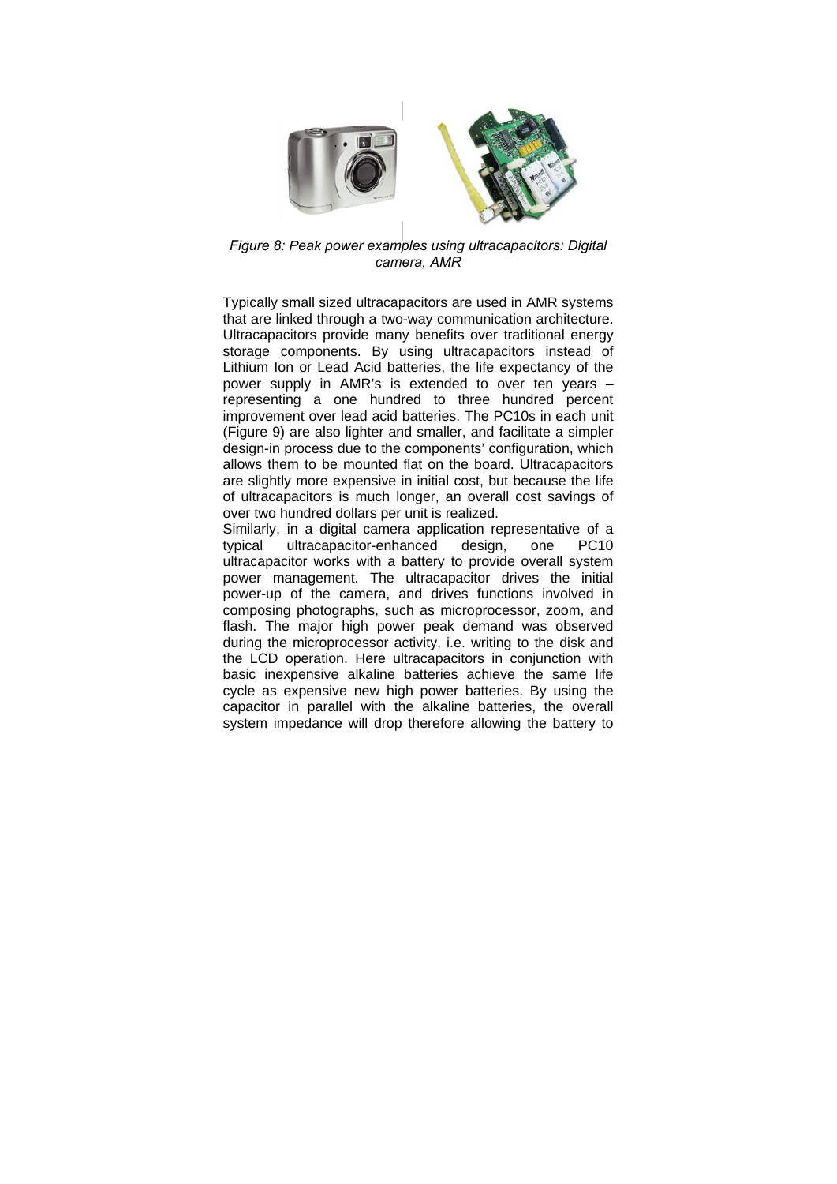*Figure 8: Peak power examples using ultracapacitors: Digital camera, AMR*

Typically small sized ultracapacitors are used in AMR systems that are linked through a two-way communication architecture. Ultracapacitors provide many benefits over traditional energy storage components. By using ultracapacitors instead of Lithium Ion or Lead Acid batteries, the life expectancy of the power supply in AMR's is extended to over ten years – representing a one hundred to three hundred percent improvement over lead acid batteries. The PC10s in each unit (Figure 9) are also lighter and smaller, and facilitate a simpler design-in process due to the components' configuration, which allows them to be mounted flat on the board. Ultracapacitors are slightly more expensive in initial cost, but because the life of ultracapacitors is much longer, an overall cost savings of over two hundred dollars per unit is realized.

Similarly, in a digital camera application representative of a typical ultracapacitor-enhanced design, one PC10 ultracapacitor works with a battery to provide overall system power management. The ultracapacitor drives the initial power-up of the camera, and drives functions involved in composing photographs, such as microprocessor, zoom, and flash. The major high power peak demand was observed during the microprocessor activity, i.e. writing to the disk and the LCD operation. Here ultracapacitors in conjunction with basic inexpensive alkaline batteries achieve the same life cycle as expensive new high power batteries. By using the capacitor in parallel with the alkaline batteries, the overall system impedance will drop therefore allowing the battery to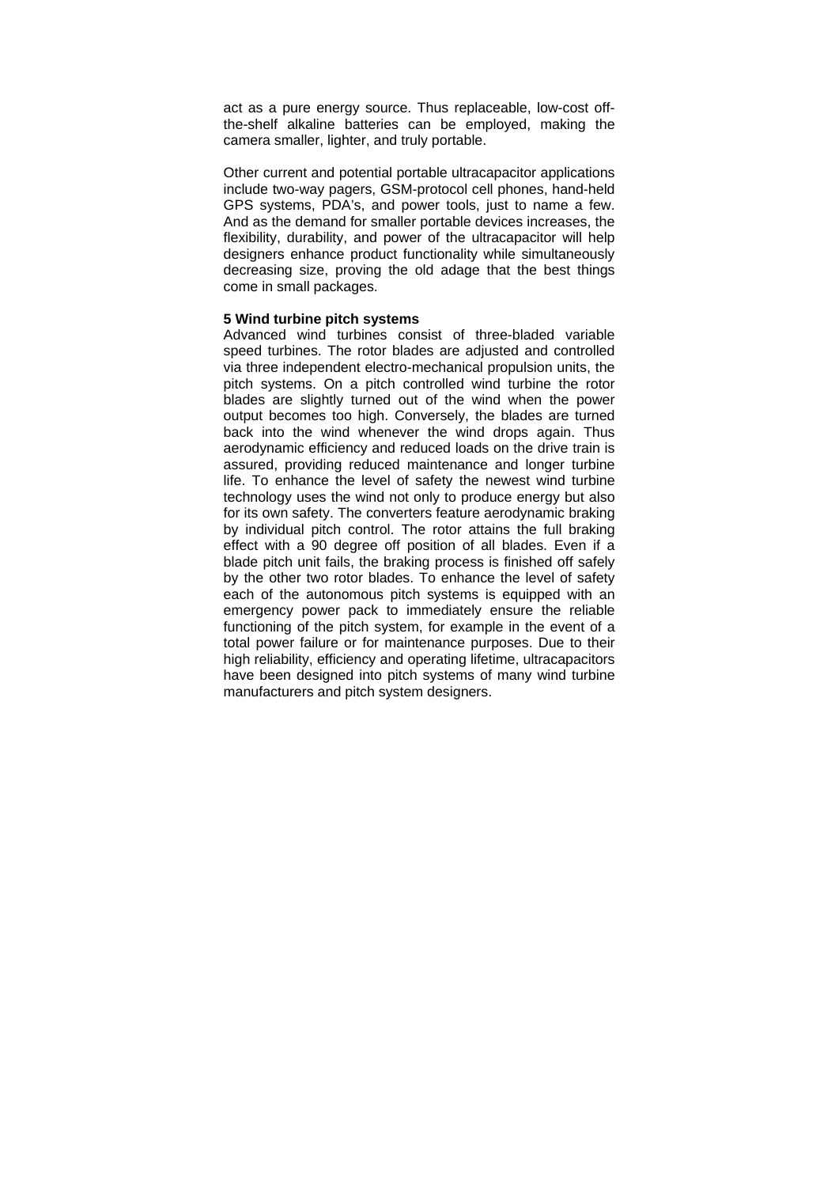act as a pure energy source. Thus replaceable, low-cost off-the-shelf alkaline batteries can be employed, making the camera smaller, lighter, and truly portable.

Other current and potential portable ultracapacitor applications include two-way pagers, GSM-protocol cell phones, hand-held GPS systems, PDA's, and power tools, just to name a few. And as the demand for smaller portable devices increases, the flexibility, durability, and power of the ultracapacitor will help designers enhance product functionality while simultaneously decreasing size, proving the old adage that the best things come in small packages.

**5 Wind turbine pitch systems**

Advanced wind turbines consist of three-bladed variable speed turbines. The rotor blades are adjusted and controlled via three independent electro-mechanical propulsion units, the pitch systems. On a pitch controlled wind turbine the rotor blades are slightly turned out of the wind when the power output becomes too high. Conversely, the blades are turned back into the wind whenever the wind drops again. Thus aerodynamic efficiency and reduced loads on the drive train is assured, providing reduced maintenance and longer turbine life. To enhance the level of safety the newest wind turbine technology uses the wind not only to produce energy but also for its own safety. The converters feature aerodynamic braking by individual pitch control. The rotor attains the full braking effect with a 90 degree off position of all blades. Even if a blade pitch unit fails, the braking process is finished off safely by the other two rotor blades. To enhance the level of safety each of the autonomous pitch systems is equipped with an emergency power pack to immediately ensure the reliable functioning of the pitch system, for example in the event of a total power failure or for maintenance purposes. Due to their high reliability, efficiency and operating lifetime, ultracapacitors have been designed into pitch systems of many wind turbine manufacturers and pitch system designers.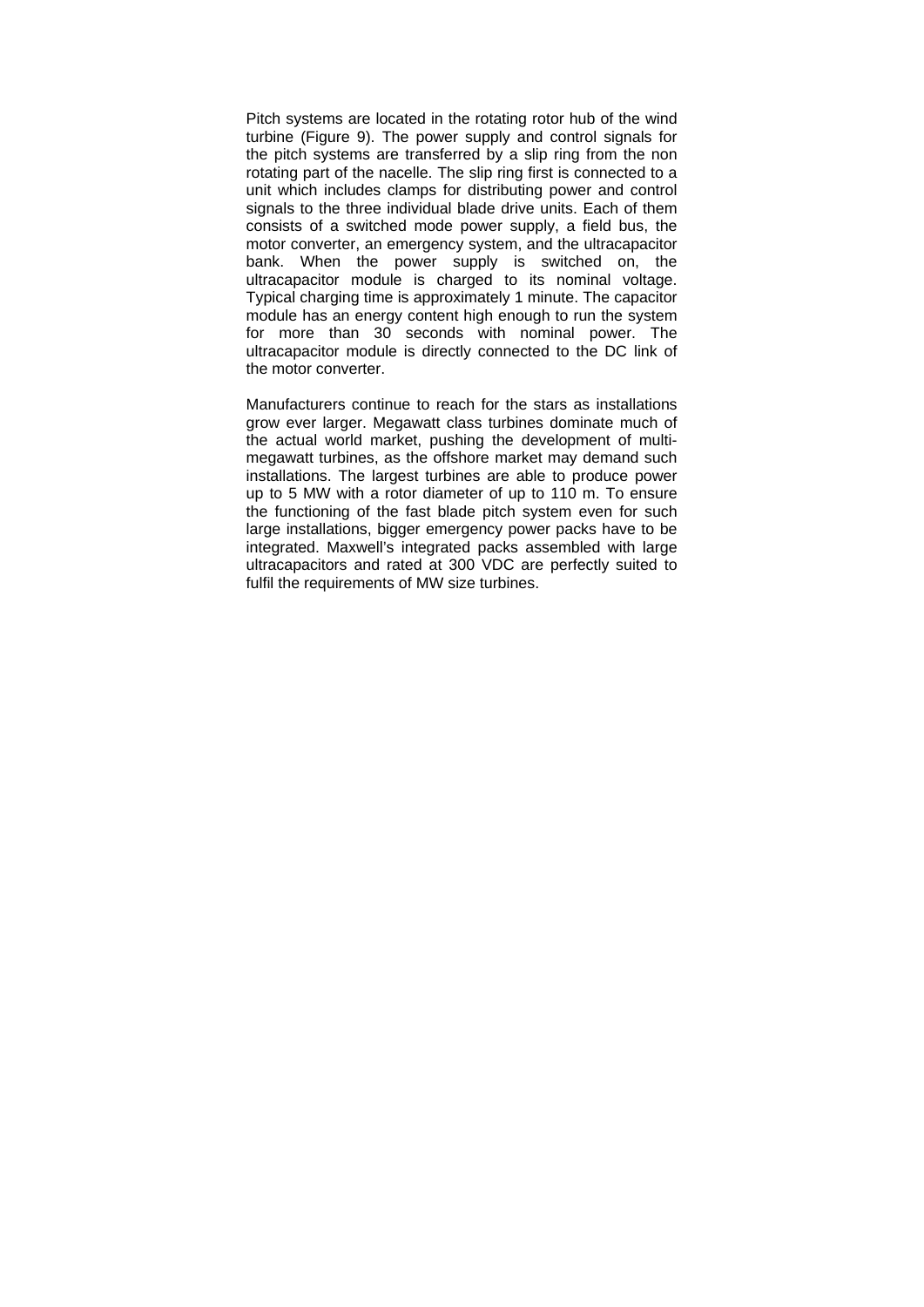Pitch systems are located in the rotating rotor hub of the wind turbine (Figure 9). The power supply and control signals for the pitch systems are transferred by a slip ring from the non rotating part of the nacelle. The slip ring first is connected to a unit which includes clamps for distributing power and control signals to the three individual blade drive units. Each of them consists of a switched mode power supply, a field bus, the motor converter, an emergency system, and the ultracapacitor bank. When the power supply is switched on, the ultracapacitor module is charged to its nominal voltage. Typical charging time is approximately 1 minute. The capacitor module has an energy content high enough to run the system for more than 30 seconds with nominal power. The ultracapacitor module is directly connected to the DC link of the motor converter.

Manufacturers continue to reach for the stars as installations grow ever larger. Megawatt class turbines dominate much of the actual world market, pushing the development of multi-megawatt turbines, as the offshore market may demand such installations. The largest turbines are able to produce power up to 5 MW with a rotor diameter of up to 110 m. To ensure the functioning of the fast blade pitch system even for such large installations, bigger emergency power packs have to be integrated. Maxwell's integrated packs assembled with large ultracapacitors and rated at 300 VDC are perfectly suited to fulfil the requirements of MW size turbines.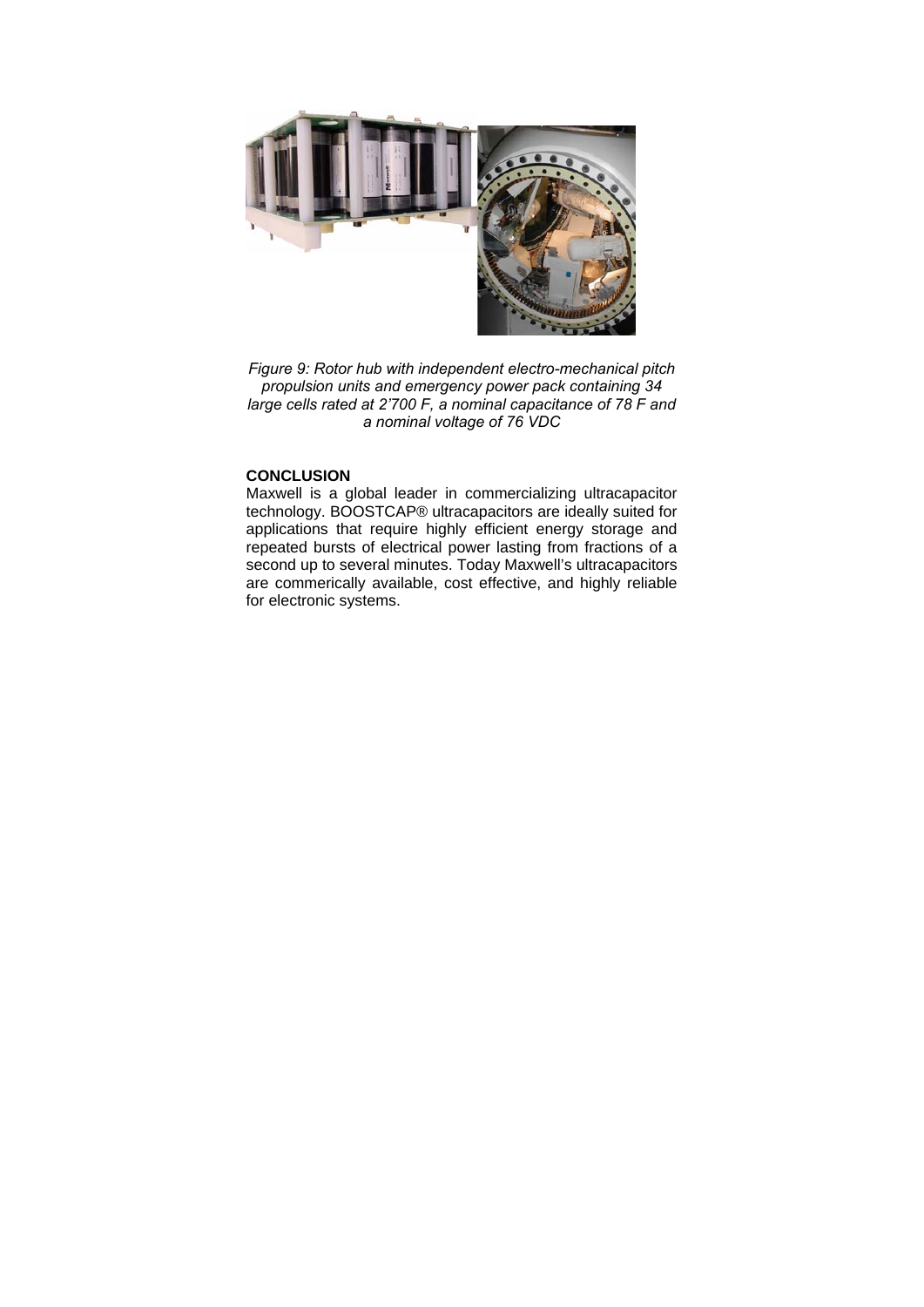*Figure 9: Rotor hub with independent electro-mechanical pitch propulsion units and emergency power pack containing 34 large cells rated at 2'700 F, a nominal capacitance of 78 F and a nominal voltage of 76 VDC*

**CONCLUSION**

Maxwell is a global leader in commercializing ultracapacitor technology. BOOSTCAP® ultracapacitors are ideally suited for applications that require highly efficient energy storage and repeated bursts of electrical power lasting from fractions of a second up to several minutes. Today Maxwell's ultracapacitors are commerically available, cost effective, and highly reliable for electronic systems.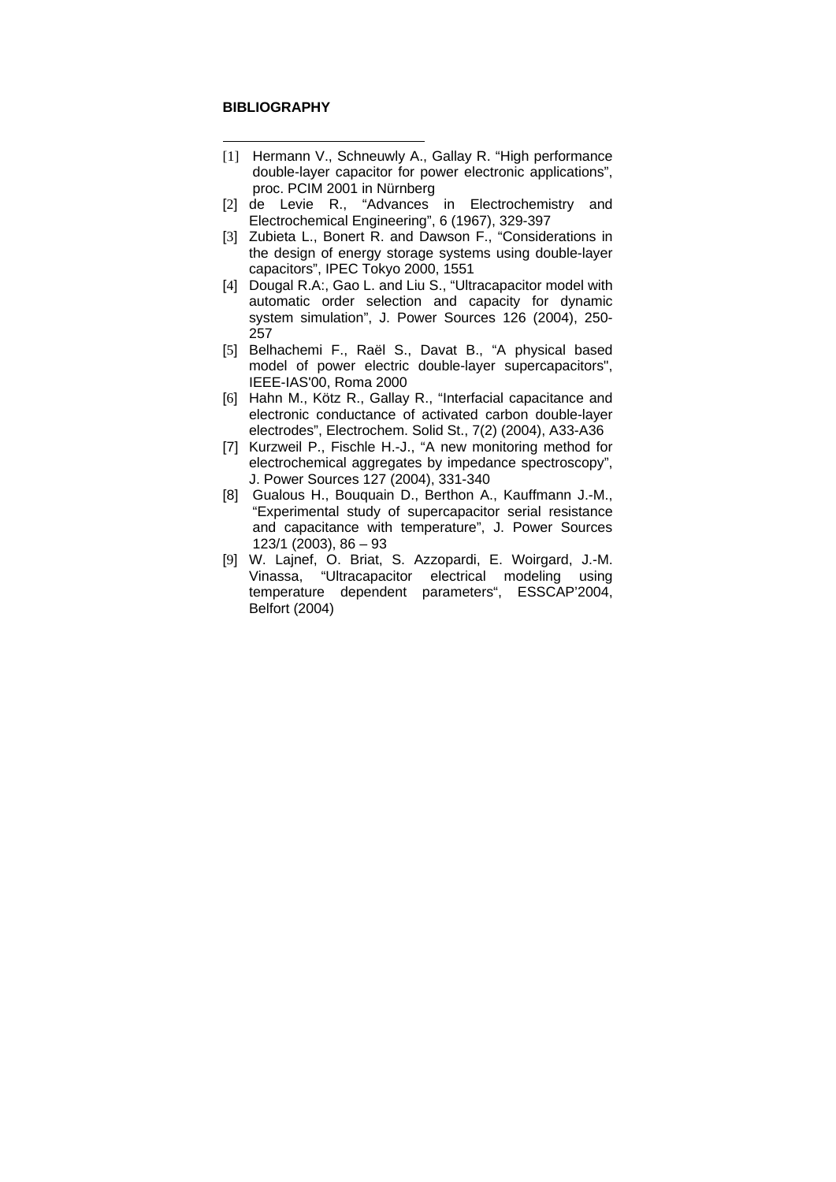**BIBLIOGRAPHY**

---

[1] Hermann V., Schneuwly A., Gallay R. "High performance double-layer capacitor for power electronic applications", proc. PCIM 2001 in Nürnberg

[2] de Levie R., "Advances in Electrochemistry and Electrochemical Engineering", 6 (1967), 329-397

[3] Zubieta L., Bonert R. and Dawson F., "Considerations in the design of energy storage systems using double-layer capacitors", IPEC Tokyo 2000, 1551

[4] Dougal R.A:, Gao L. and Liu S., "Ultracapacitor model with automatic order selection and capacity for dynamic system simulation", J. Power Sources 126 (2004), 250-257

[5] Belhachemi F., Raël S., Davat B., "A physical based model of power electric double-layer supercapacitors", IEEE-IAS'00, Roma 2000

[6] Hahn M., Kötz R., Gallay R., "Interfacial capacitance and electronic conductance of activated carbon double-layer electrodes", Electrochem. Solid St., 7(2) (2004), A33-A36

[7] Kurzweil P., Fischle H.-J., "A new monitoring method for electrochemical aggregates by impedance spectroscopy", J. Power Sources 127 (2004), 331-340

[8] Gualous H., Bouquain D., Berthon A., Kauffmann J.-M., "Experimental study of supercapacitor serial resistance and capacitance with temperature", J. Power Sources 123/1 (2003), 86 – 93

[9] W. Lajnef, O. Briat, S. Azzopardi, E. Woirgard, J.-M. Vinassa, "Ultracapacitor electrical modeling using temperature dependent parameters", ESSCAP'2004, Belfort (2004)